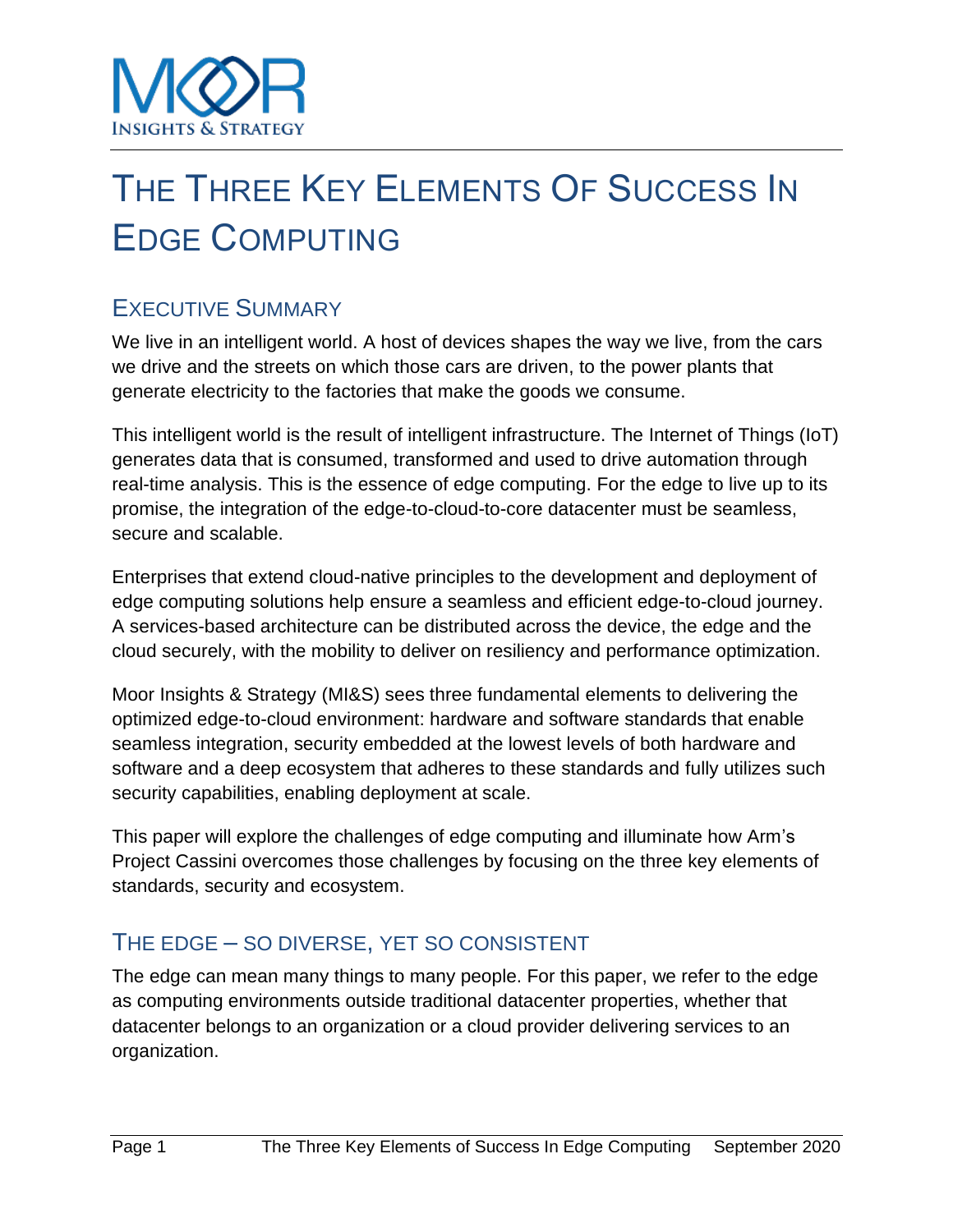# THE THREE KEY ELEMENTS OF SUCCESS IN EDGE COMPUTING

## EXECUTIVE SUMMARY

We live in an intelligent world. A host of devices shapes the way we live, from the cars we drive and the streets on which those cars are driven, to the power plants that generate electricity to the factories that make the goods we consume.

This intelligent world is the result of intelligent infrastructure. The Internet of Things (IoT) generates data that is consumed, transformed and used to drive automation through real-time analysis. This is the essence of edge computing. For the edge to live up to its promise, the integration of the edge-to-cloud-to-core datacenter must be seamless, secure and scalable.

Enterprises that extend cloud-native principles to the development and deployment of edge computing solutions help ensure a seamless and efficient edge-to-cloud journey. A services-based architecture can be distributed across the device, the edge and the cloud securely, with the mobility to deliver on resiliency and performance optimization.

Moor Insights & Strategy (MI&S) sees three fundamental elements to delivering the optimized edge-to-cloud environment: hardware and software standards that enable seamless integration, security embedded at the lowest levels of both hardware and software and a deep ecosystem that adheres to these standards and fully utilizes such security capabilities, enabling deployment at scale.

This paper will explore the challenges of edge computing and illuminate how Arm's Project Cassini overcomes those challenges by focusing on the three key elements of standards, security and ecosystem.

## THE EDGE – SO DIVERSE, YET SO CONSISTENT

The edge can mean many things to many people. For this paper, we refer to the edge as computing environments outside traditional datacenter properties, whether that datacenter belongs to an organization or a cloud provider delivering services to an organization.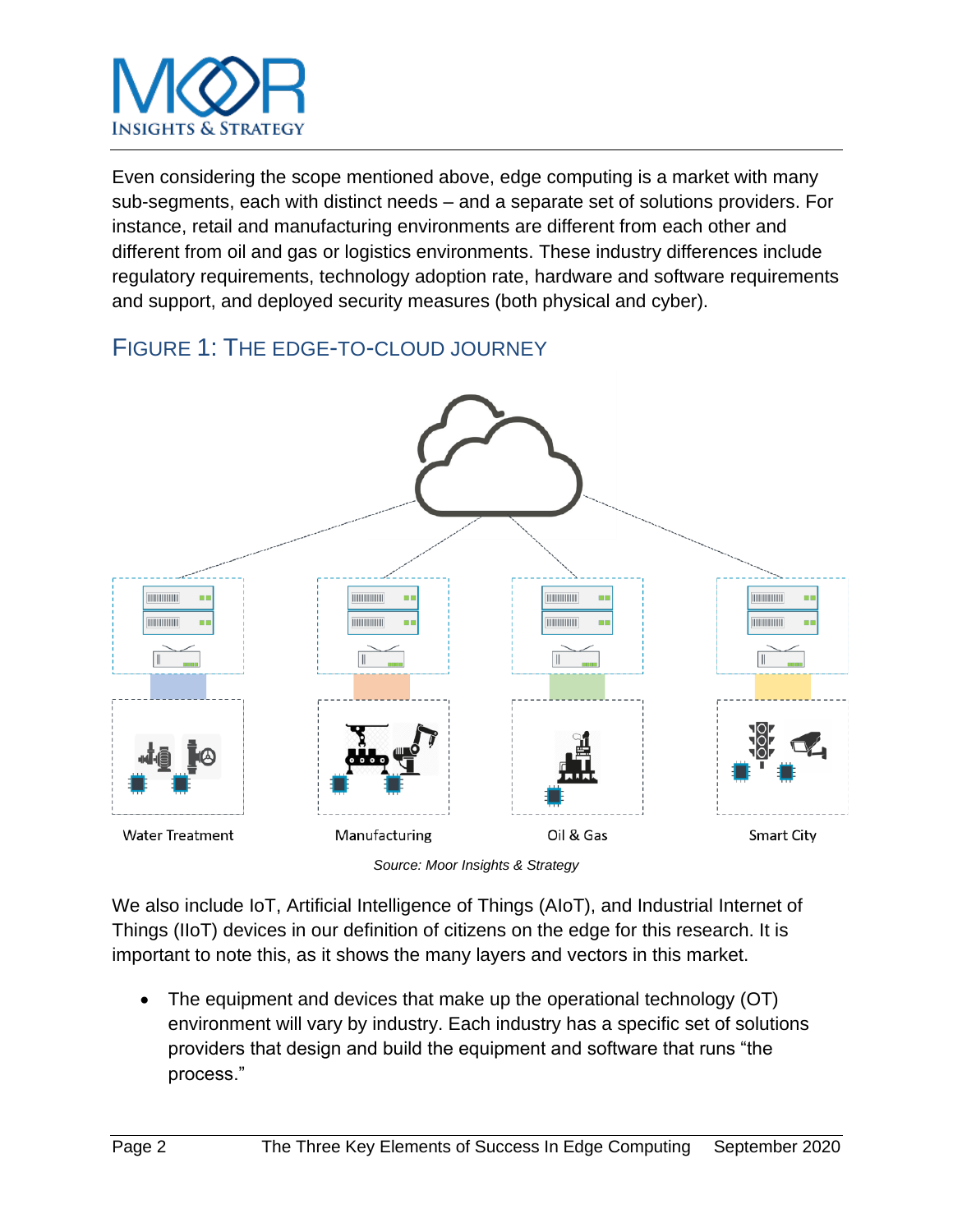Even considering the scope mentioned above, edge computing is a market with many sub-segments, each with distinct needs – and a separate set of solutions providers. For instance, retail and manufacturing environments are different from each other and different from oil and gas or logistics environments. These industry differences include regulatory requirements, technology adoption rate, hardware and software requirements and support, and deployed security measures (both physical and cyber).

## FIGURE 1: THE EDGE-TO-CLOUD JOURNEY

Water Treatment | Manufacturing | Oil & Gas | Smart City

*Source: Moor Insights & Strategy*

We also include IoT, Artificial Intelligence of Things (AIoT), and Industrial Internet of Things (IIoT) devices in our definition of citizens on the edge for this research. It is important to note this, as it shows the many layers and vectors in this market.

- The equipment and devices that make up the operational technology (OT) environment will vary by industry. Each industry has a specific set of solutions providers that design and build the equipment and software that runs "the process."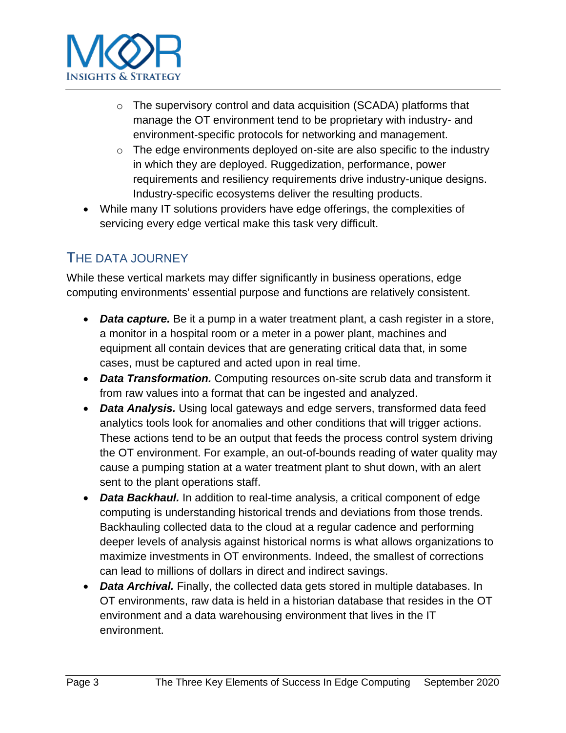- The supervisory control and data acquisition (SCADA) platforms that manage the OT environment tend to be proprietary with industry- and environment-specific protocols for networking and management.
  - The edge environments deployed on-site are also specific to the industry in which they are deployed. Ruggedization, performance, power requirements and resiliency requirements drive industry-unique designs. Industry-specific ecosystems deliver the resulting products.
- While many IT solutions providers have edge offerings, the complexities of servicing every edge vertical make this task very difficult.

## THE DATA JOURNEY

While these vertical markets may differ significantly in business operations, edge computing environments' essential purpose and functions are relatively consistent.

- ***Data capture.*** Be it a pump in a water treatment plant, a cash register in a store, a monitor in a hospital room or a meter in a power plant, machines and equipment all contain devices that are generating critical data that, in some cases, must be captured and acted upon in real time.
- ***Data Transformation.*** Computing resources on-site scrub data and transform it from raw values into a format that can be ingested and analyzed.
- ***Data Analysis.*** Using local gateways and edge servers, transformed data feed analytics tools look for anomalies and other conditions that will trigger actions. These actions tend to be an output that feeds the process control system driving the OT environment. For example, an out-of-bounds reading of water quality may cause a pumping station at a water treatment plant to shut down, with an alert sent to the plant operations staff.
- ***Data Backhaul.*** In addition to real-time analysis, a critical component of edge computing is understanding historical trends and deviations from those trends. Backhauling collected data to the cloud at a regular cadence and performing deeper levels of analysis against historical norms is what allows organizations to maximize investments in OT environments. Indeed, the smallest of corrections can lead to millions of dollars in direct and indirect savings.
- ***Data Archival.*** Finally, the collected data gets stored in multiple databases. In OT environments, raw data is held in a historian database that resides in the OT environment and a data warehousing environment that lives in the IT environment.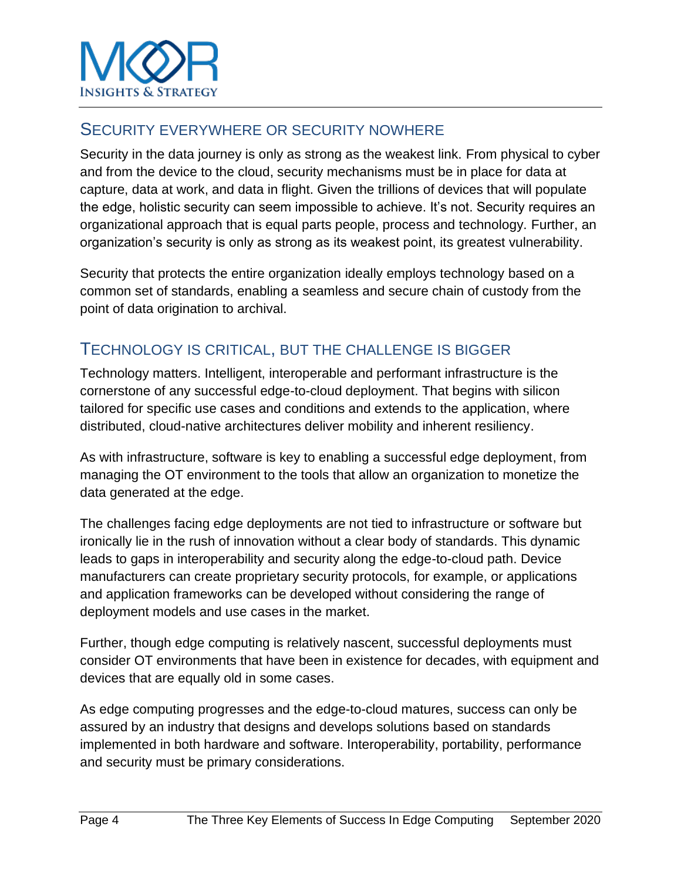## Security Everywhere or Security Nowhere

Security in the data journey is only as strong as the weakest link. From physical to cyber and from the device to the cloud, security mechanisms must be in place for data at capture, data at work, and data in flight. Given the trillions of devices that will populate the edge, holistic security can seem impossible to achieve. It's not. Security requires an organizational approach that is equal parts people, process and technology. Further, an organization's security is only as strong as its weakest point, its greatest vulnerability.

Security that protects the entire organization ideally employs technology based on a common set of standards, enabling a seamless and secure chain of custody from the point of data origination to archival.

## Technology is Critical, But the Challenge is Bigger

Technology matters. Intelligent, interoperable and performant infrastructure is the cornerstone of any successful edge-to-cloud deployment. That begins with silicon tailored for specific use cases and conditions and extends to the application, where distributed, cloud-native architectures deliver mobility and inherent resiliency.

As with infrastructure, software is key to enabling a successful edge deployment, from managing the OT environment to the tools that allow an organization to monetize the data generated at the edge.

The challenges facing edge deployments are not tied to infrastructure or software but ironically lie in the rush of innovation without a clear body of standards. This dynamic leads to gaps in interoperability and security along the edge-to-cloud path. Device manufacturers can create proprietary security protocols, for example, or applications and application frameworks can be developed without considering the range of deployment models and use cases in the market.

Further, though edge computing is relatively nascent, successful deployments must consider OT environments that have been in existence for decades, with equipment and devices that are equally old in some cases.

As edge computing progresses and the edge-to-cloud matures, success can only be assured by an industry that designs and develops solutions based on standards implemented in both hardware and software. Interoperability, portability, performance and security must be primary considerations.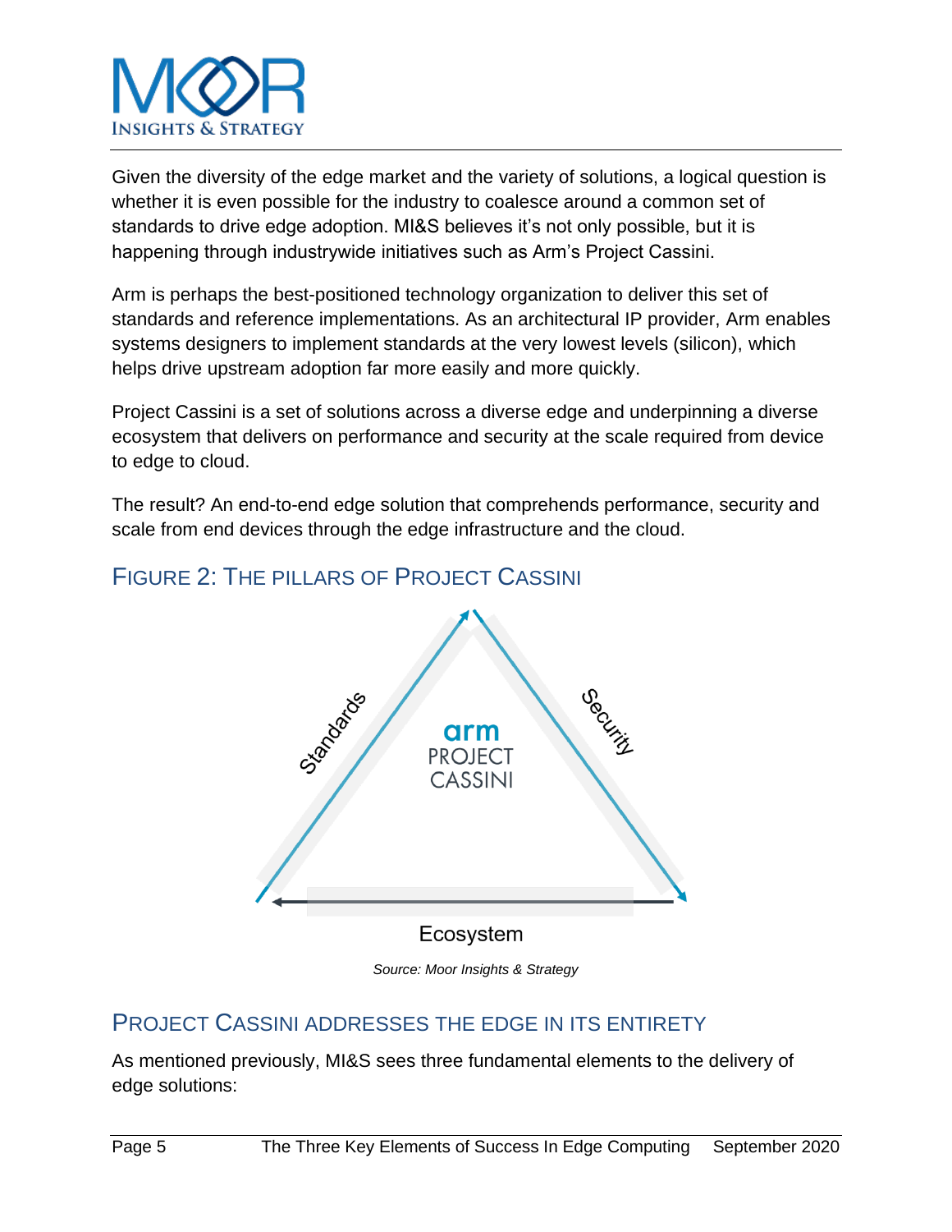Given the diversity of the edge market and the variety of solutions, a logical question is whether it is even possible for the industry to coalesce around a common set of standards to drive edge adoption. MI&S believes it's not only possible, but it is happening through industrywide initiatives such as Arm's Project Cassini.

Arm is perhaps the best-positioned technology organization to deliver this set of standards and reference implementations. As an architectural IP provider, Arm enables systems designers to implement standards at the very lowest levels (silicon), which helps drive upstream adoption far more easily and more quickly.

Project Cassini is a set of solutions across a diverse edge and underpinning a diverse ecosystem that delivers on performance and security at the scale required from device to edge to cloud.

The result? An end-to-end edge solution that comprehends performance, security and scale from end devices through the edge infrastructure and the cloud.

## FIGURE 2: THE PILLARS OF PROJECT CASSINI

Standards

Security

arm PROJECT CASSINI

Ecosystem

*Source: Moor Insights & Strategy*

## PROJECT CASSINI ADDRESSES THE EDGE IN ITS ENTIRETY

As mentioned previously, MI&S sees three fundamental elements to the delivery of edge solutions: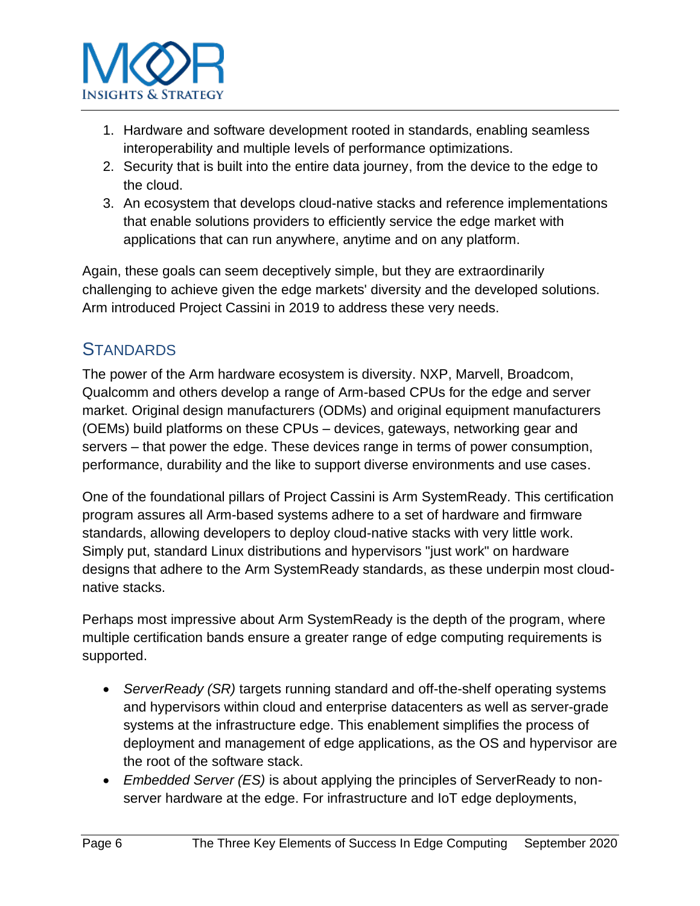1. Hardware and software development rooted in standards, enabling seamless interoperability and multiple levels of performance optimizations.
2. Security that is built into the entire data journey, from the device to the edge to the cloud.
3. An ecosystem that develops cloud-native stacks and reference implementations that enable solutions providers to efficiently service the edge market with applications that can run anywhere, anytime and on any platform.

Again, these goals can seem deceptively simple, but they are extraordinarily challenging to achieve given the edge markets' diversity and the developed solutions. Arm introduced Project Cassini in 2019 to address these very needs.

## STANDARDS

The power of the Arm hardware ecosystem is diversity. NXP, Marvell, Broadcom, Qualcomm and others develop a range of Arm-based CPUs for the edge and server market. Original design manufacturers (ODMs) and original equipment manufacturers (OEMs) build platforms on these CPUs – devices, gateways, networking gear and servers – that power the edge. These devices range in terms of power consumption, performance, durability and the like to support diverse environments and use cases.

One of the foundational pillars of Project Cassini is Arm SystemReady. This certification program assures all Arm-based systems adhere to a set of hardware and firmware standards, allowing developers to deploy cloud-native stacks with very little work. Simply put, standard Linux distributions and hypervisors "just work" on hardware designs that adhere to the Arm SystemReady standards, as these underpin most cloud-native stacks.

Perhaps most impressive about Arm SystemReady is the depth of the program, where multiple certification bands ensure a greater range of edge computing requirements is supported.

- *ServerReady (SR)* targets running standard and off-the-shelf operating systems and hypervisors within cloud and enterprise datacenters as well as server-grade systems at the infrastructure edge. This enablement simplifies the process of deployment and management of edge applications, as the OS and hypervisor are the root of the software stack.
- *Embedded Server (ES)* is about applying the principles of ServerReady to non-server hardware at the edge. For infrastructure and IoT edge deployments,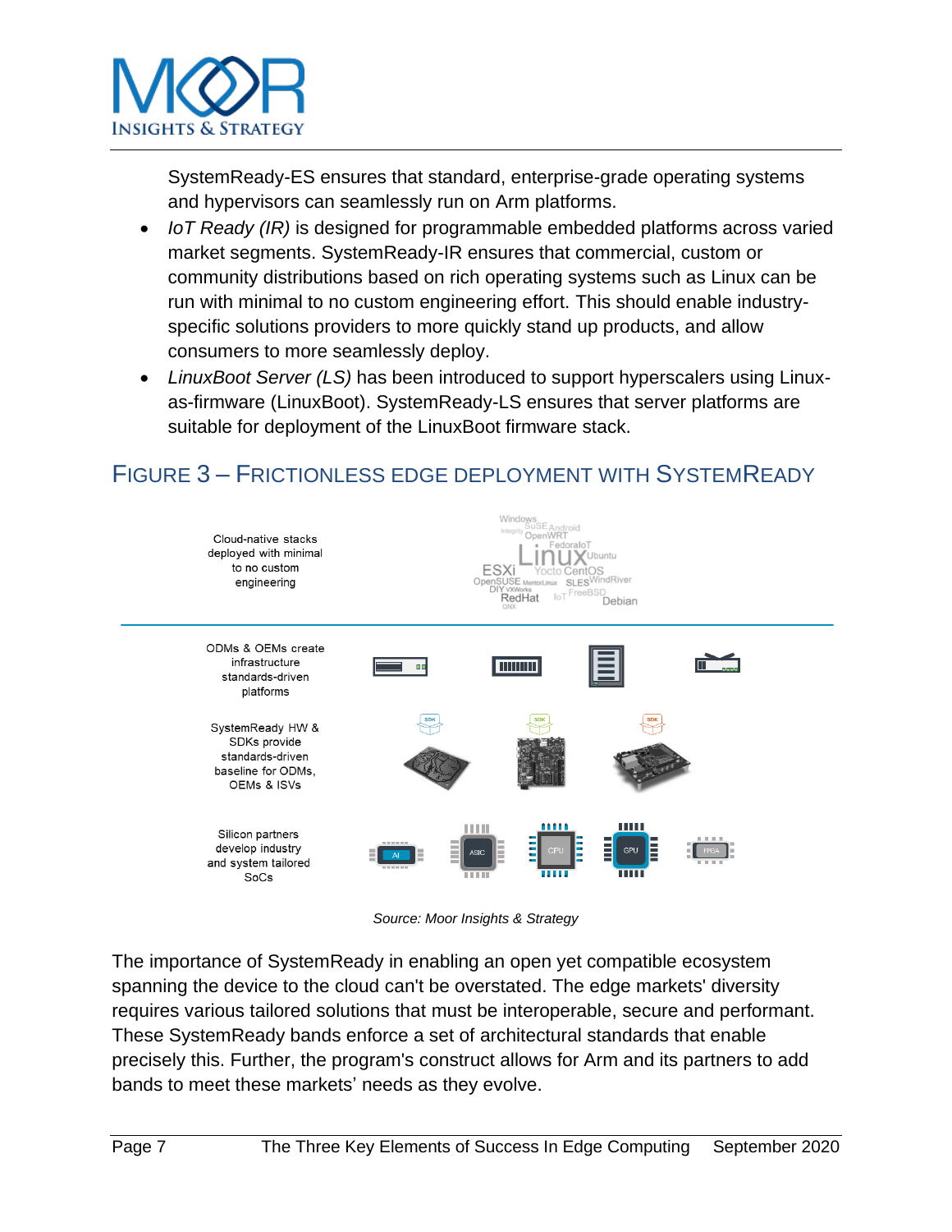SystemReady-ES ensures that standard, enterprise-grade operating systems and hypervisors can seamlessly run on Arm platforms.

- *IoT Ready (IR)* is designed for programmable embedded platforms across varied market segments. SystemReady-IR ensures that commercial, custom or community distributions based on rich operating systems such as Linux can be run with minimal to no custom engineering effort. This should enable industry-specific solutions providers to more quickly stand up products, and allow consumers to more seamlessly deploy.
- *LinuxBoot Server (LS)* has been introduced to support hyperscalers using Linux-as-firmware (LinuxBoot). SystemReady-LS ensures that server platforms are suitable for deployment of the LinuxBoot firmware stack.

## FIGURE 3 – FRICTIONLESS EDGE DEPLOYMENT WITH SYSTEMREADY

Cloud-native stacks deployed with minimal to no custom engineering

Windows, SuSE, Android, Integrity, OpenWRT, FedoraIoT, Linux, Ubuntu, ESXi, Yocto, CentOS, OpenSUSE, MentorLinux, SLES, WindRiver, DIY, VxWorks, RedHat, IoT, FreeBSD, Debian, QNX

ODMs & OEMs create infrastructure standards-driven platforms

SystemReady HW & SDKs provide standards-driven baseline for ODMs, OEMs & ISVs

Silicon partners develop industry and system tailored SoCs

AI, ASIC, CPU, GPU, FPGA

*Source: Moor Insights & Strategy*

The importance of SystemReady in enabling an open yet compatible ecosystem spanning the device to the cloud can't be overstated. The edge markets' diversity requires various tailored solutions that must be interoperable, secure and performant. These SystemReady bands enforce a set of architectural standards that enable precisely this. Further, the program's construct allows for Arm and its partners to add bands to meet these markets' needs as they evolve.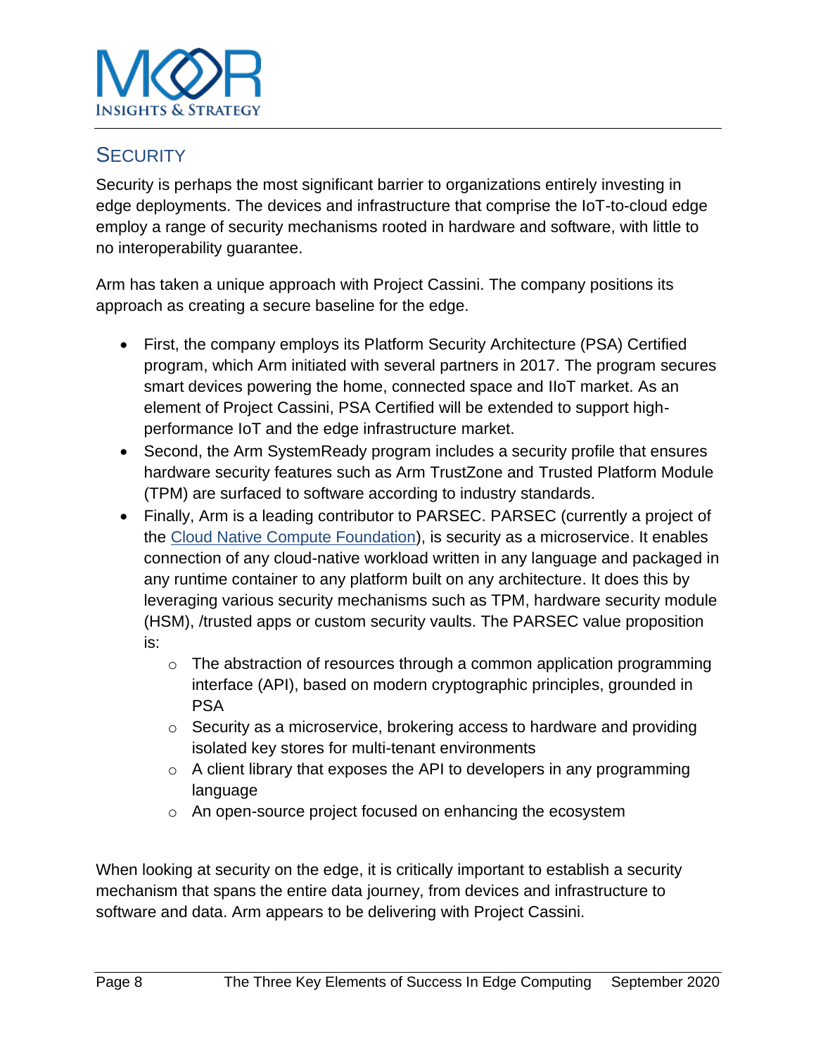## SECURITY

Security is perhaps the most significant barrier to organizations entirely investing in edge deployments. The devices and infrastructure that comprise the IoT-to-cloud edge employ a range of security mechanisms rooted in hardware and software, with little to no interoperability guarantee.

Arm has taken a unique approach with Project Cassini. The company positions its approach as creating a secure baseline for the edge.

- First, the company employs its Platform Security Architecture (PSA) Certified program, which Arm initiated with several partners in 2017. The program secures smart devices powering the home, connected space and IIoT market. As an element of Project Cassini, PSA Certified will be extended to support high-performance IoT and the edge infrastructure market.
- Second, the Arm SystemReady program includes a security profile that ensures hardware security features such as Arm TrustZone and Trusted Platform Module (TPM) are surfaced to software according to industry standards.
- Finally, Arm is a leading contributor to PARSEC. PARSEC (currently a project of the Cloud Native Compute Foundation), is security as a microservice. It enables connection of any cloud-native workload written in any language and packaged in any runtime container to any platform built on any architecture. It does this by leveraging various security mechanisms such as TPM, hardware security module (HSM), /trusted apps or custom security vaults. The PARSEC value proposition is:
    - The abstraction of resources through a common application programming interface (API), based on modern cryptographic principles, grounded in PSA
    - Security as a microservice, brokering access to hardware and providing isolated key stores for multi-tenant environments
    - A client library that exposes the API to developers in any programming language
    - An open-source project focused on enhancing the ecosystem

When looking at security on the edge, it is critically important to establish a security mechanism that spans the entire data journey, from devices and infrastructure to software and data. Arm appears to be delivering with Project Cassini.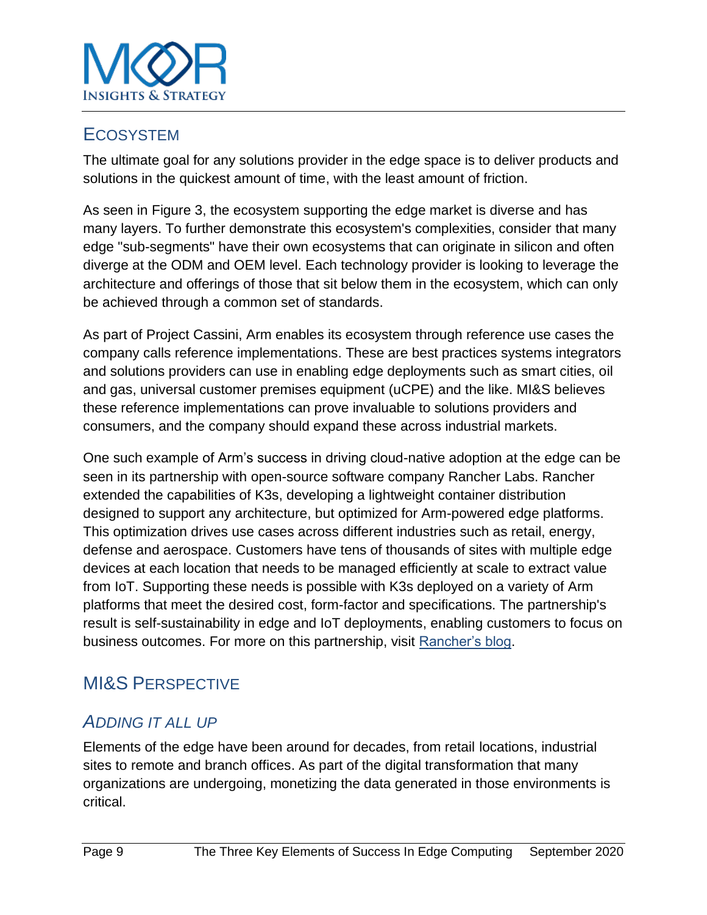## Ecosystem

The ultimate goal for any solutions provider in the edge space is to deliver products and solutions in the quickest amount of time, with the least amount of friction.

As seen in Figure 3, the ecosystem supporting the edge market is diverse and has many layers. To further demonstrate this ecosystem's complexities, consider that many edge "sub-segments" have their own ecosystems that can originate in silicon and often diverge at the ODM and OEM level. Each technology provider is looking to leverage the architecture and offerings of those that sit below them in the ecosystem, which can only be achieved through a common set of standards.

As part of Project Cassini, Arm enables its ecosystem through reference use cases the company calls reference implementations. These are best practices systems integrators and solutions providers can use in enabling edge deployments such as smart cities, oil and gas, universal customer premises equipment (uCPE) and the like. MI&S believes these reference implementations can prove invaluable to solutions providers and consumers, and the company should expand these across industrial markets.

One such example of Arm's success in driving cloud-native adoption at the edge can be seen in its partnership with open-source software company Rancher Labs. Rancher extended the capabilities of K3s, developing a lightweight container distribution designed to support any architecture, but optimized for Arm-powered edge platforms. This optimization drives use cases across different industries such as retail, energy, defense and aerospace. Customers have tens of thousands of sites with multiple edge devices at each location that needs to be managed efficiently at scale to extract value from IoT. Supporting these needs is possible with K3s deployed on a variety of Arm platforms that meet the desired cost, form-factor and specifications. The partnership's result is self-sustainability in edge and IoT deployments, enabling customers to focus on business outcomes. For more on this partnership, visit [Rancher's blog](#).

## MI&S Perspective

### *Adding It All Up*

Elements of the edge have been around for decades, from retail locations, industrial sites to remote and branch offices. As part of the digital transformation that many organizations are undergoing, monetizing the data generated in those environments is critical.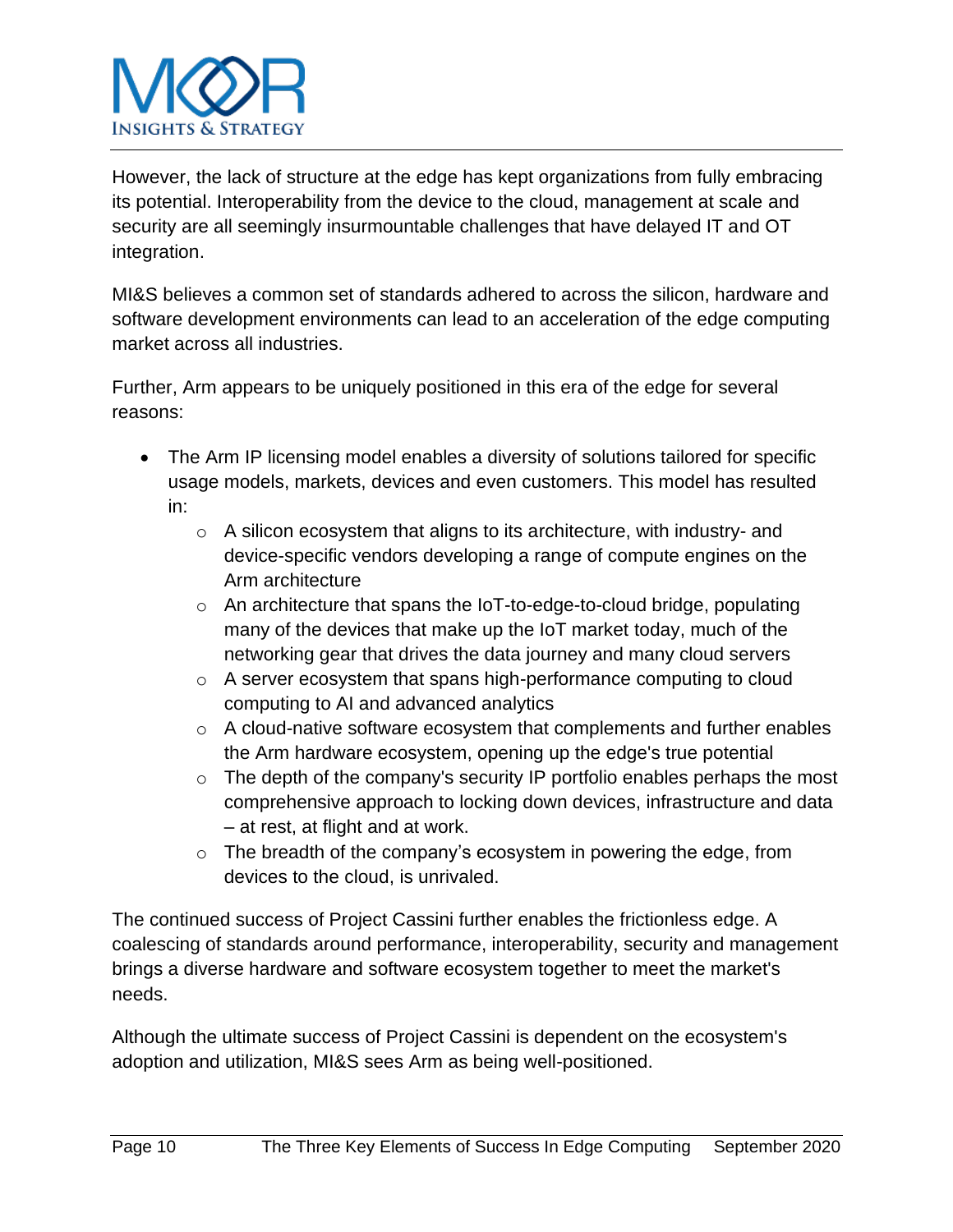However, the lack of structure at the edge has kept organizations from fully embracing its potential. Interoperability from the device to the cloud, management at scale and security are all seemingly insurmountable challenges that have delayed IT and OT integration.

MI&S believes a common set of standards adhered to across the silicon, hardware and software development environments can lead to an acceleration of the edge computing market across all industries.

Further, Arm appears to be uniquely positioned in this era of the edge for several reasons:

- The Arm IP licensing model enables a diversity of solutions tailored for specific usage models, markets, devices and even customers. This model has resulted in:
    - A silicon ecosystem that aligns to its architecture, with industry- and device-specific vendors developing a range of compute engines on the Arm architecture
    - An architecture that spans the IoT-to-edge-to-cloud bridge, populating many of the devices that make up the IoT market today, much of the networking gear that drives the data journey and many cloud servers
    - A server ecosystem that spans high-performance computing to cloud computing to AI and advanced analytics
    - A cloud-native software ecosystem that complements and further enables the Arm hardware ecosystem, opening up the edge's true potential
    - The depth of the company's security IP portfolio enables perhaps the most comprehensive approach to locking down devices, infrastructure and data – at rest, at flight and at work.
    - The breadth of the company's ecosystem in powering the edge, from devices to the cloud, is unrivaled.

The continued success of Project Cassini further enables the frictionless edge. A coalescing of standards around performance, interoperability, security and management brings a diverse hardware and software ecosystem together to meet the market's needs.

Although the ultimate success of Project Cassini is dependent on the ecosystem's adoption and utilization, MI&S sees Arm as being well-positioned.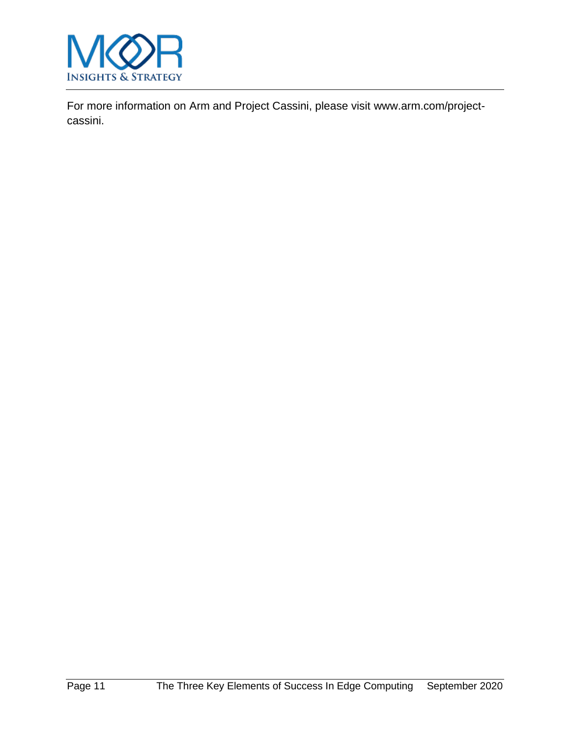For more information on Arm and Project Cassini, please visit www.arm.com/project-cassini.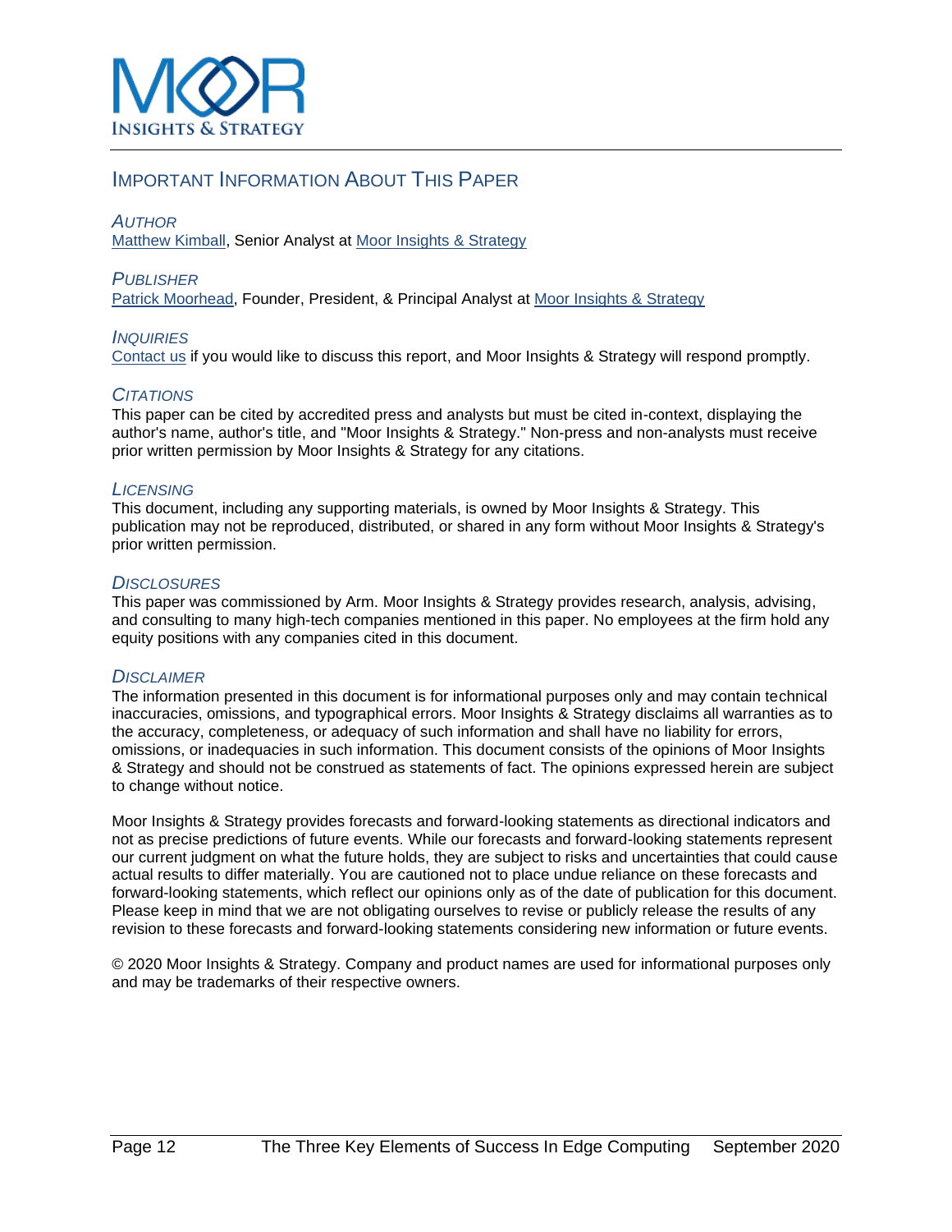## Important Information About This Paper

### *Author*

Matthew Kimball, Senior Analyst at Moor Insights & Strategy

### *Publisher*

Patrick Moorhead, Founder, President, & Principal Analyst at Moor Insights & Strategy

### *Inquiries*

Contact us if you would like to discuss this report, and Moor Insights & Strategy will respond promptly.

### *Citations*

This paper can be cited by accredited press and analysts but must be cited in-context, displaying the author's name, author's title, and "Moor Insights & Strategy." Non-press and non-analysts must receive prior written permission by Moor Insights & Strategy for any citations.

### *Licensing*

This document, including any supporting materials, is owned by Moor Insights & Strategy. This publication may not be reproduced, distributed, or shared in any form without Moor Insights & Strategy's prior written permission.

### *Disclosures*

This paper was commissioned by Arm. Moor Insights & Strategy provides research, analysis, advising, and consulting to many high-tech companies mentioned in this paper. No employees at the firm hold any equity positions with any companies cited in this document.

### *Disclaimer*

The information presented in this document is for informational purposes only and may contain technical inaccuracies, omissions, and typographical errors. Moor Insights & Strategy disclaims all warranties as to the accuracy, completeness, or adequacy of such information and shall have no liability for errors, omissions, or inadequacies in such information. This document consists of the opinions of Moor Insights & Strategy and should not be construed as statements of fact. The opinions expressed herein are subject to change without notice.

Moor Insights & Strategy provides forecasts and forward-looking statements as directional indicators and not as precise predictions of future events. While our forecasts and forward-looking statements represent our current judgment on what the future holds, they are subject to risks and uncertainties that could cause actual results to differ materially. You are cautioned not to place undue reliance on these forecasts and forward-looking statements, which reflect our opinions only as of the date of publication for this document. Please keep in mind that we are not obligating ourselves to revise or publicly release the results of any revision to these forecasts and forward-looking statements considering new information or future events.

© 2020 Moor Insights & Strategy. Company and product names are used for informational purposes only and may be trademarks of their respective owners.